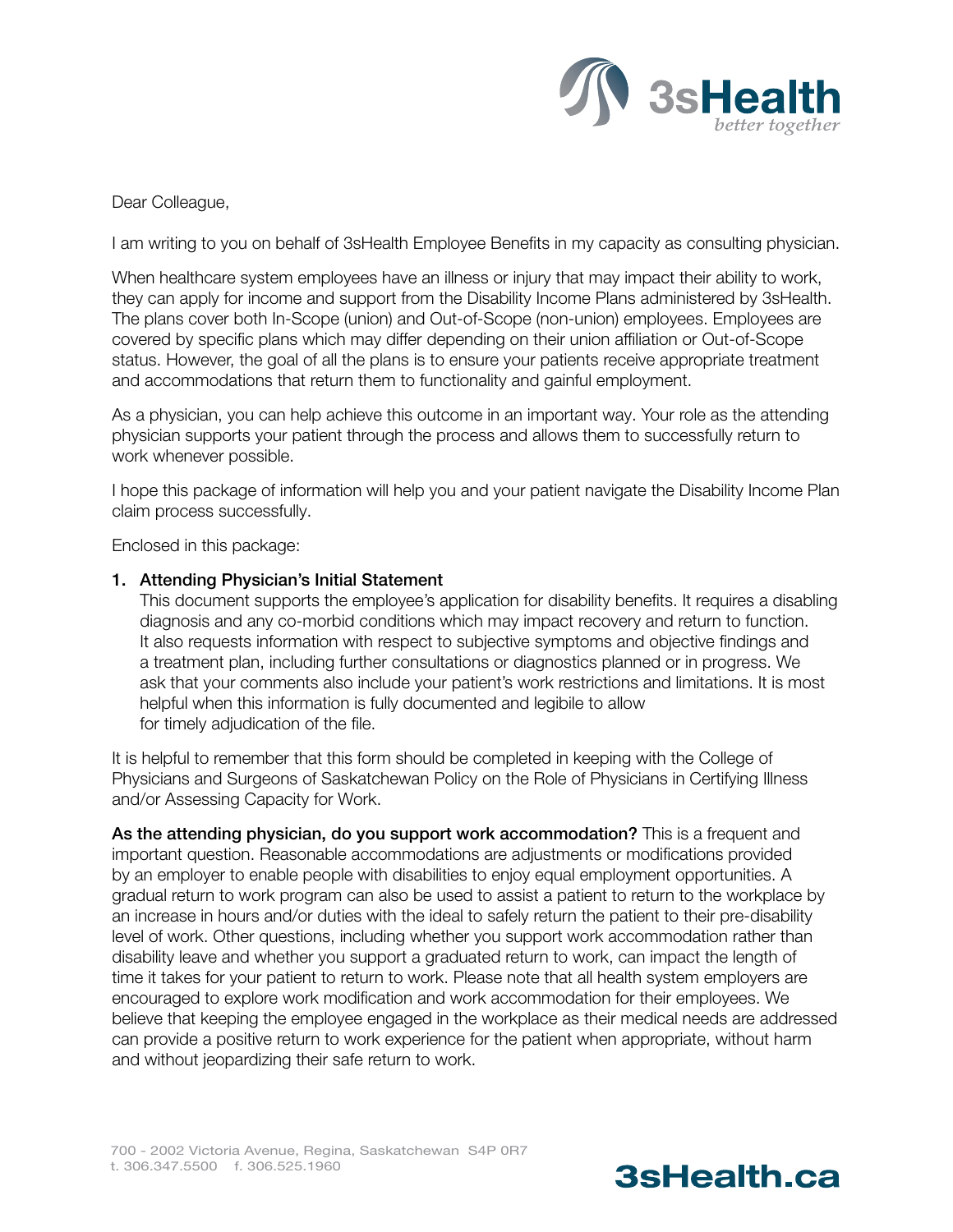Dear Colleague,

I am writing to you on behalf of 3sHealth Employee Benefits in my capacity as consulting physician.

When healthcare system employees have an illness or injury that may impact their ability to work, they can apply for income and support from the Disability Income Plans administered by 3sHealth. The plans cover both In-Scope (union) and Out-of-Scope (non-union) employees. Employees are covered by specific plans which may differ depending on their union affiliation or Out-of-Scope status. However, the goal of all the plans is to ensure your patients receive appropriate treatment and accommodations that return them to functionality and gainful employment.

As a physician, you can help achieve this outcome in an important way. Your role as the attending physician supports your patient through the process and allows them to successfully return to work whenever possible.

I hope this package of information will help you and your patient navigate the Disability Income Plan claim process successfully.

Enclosed in this package:

1. **Attending Physician's Initial Statement**
   This document supports the employee's application for disability benefits. It requires a disabling diagnosis and any co-morbid conditions which may impact recovery and return to function. It also requests information with respect to subjective symptoms and objective findings and a treatment plan, including further consultations or diagnostics planned or in progress. We ask that your comments also include your patient's work restrictions and limitations. It is most helpful when this information is fully documented and legibile to allow for timely adjudication of the file.

It is helpful to remember that this form should be completed in keeping with the College of Physicians and Surgeons of Saskatchewan Policy on the Role of Physicians in Certifying Illness and/or Assessing Capacity for Work.

**As the attending physician, do you support work accommodation?** This is a frequent and important question. Reasonable accommodations are adjustments or modifications provided by an employer to enable people with disabilities to enjoy equal employment opportunities. A gradual return to work program can also be used to assist a patient to return to the workplace by an increase in hours and/or duties with the ideal to safely return the patient to their pre-disability level of work. Other questions, including whether you support work accommodation rather than disability leave and whether you support a graduated return to work, can impact the length of time it takes for your patient to return to work. Please note that all health system employers are encouraged to explore work modification and work accommodation for their employees. We believe that keeping the employee engaged in the workplace as their medical needs are addressed can provide a positive return to work experience for the patient when appropriate, without harm and without jeopardizing their safe return to work.

700 - 2002 Victoria Avenue, Regina, Saskatchewan S4P 0R7
t. 306.347.5500 f. 306.525.1960

3sHealth.ca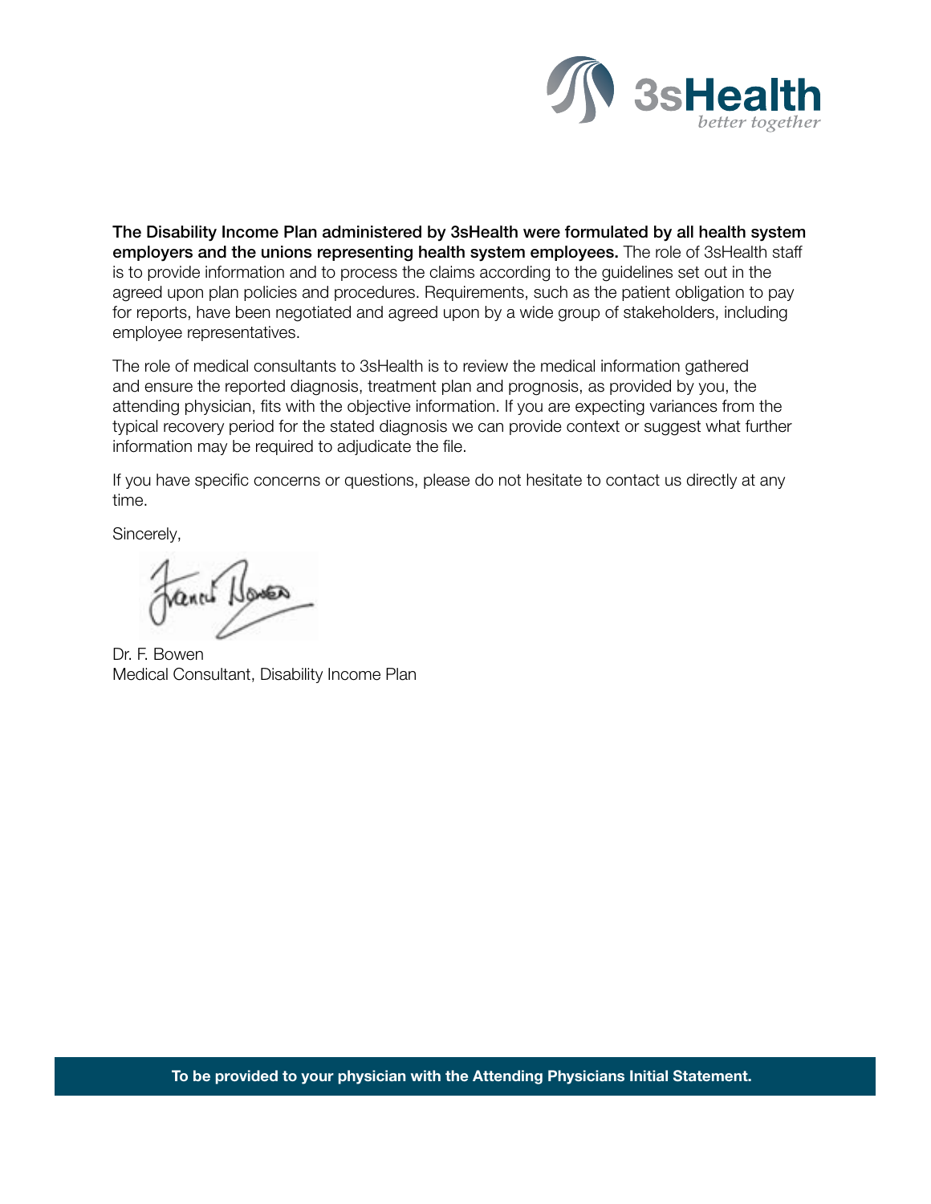**The Disability Income Plan administered by 3sHealth were formulated by all health system employers and the unions representing health system employees.** The role of 3sHealth staff is to provide information and to process the claims according to the guidelines set out in the agreed upon plan policies and procedures. Requirements, such as the patient obligation to pay for reports, have been negotiated and agreed upon by a wide group of stakeholders, including employee representatives.

The role of medical consultants to 3sHealth is to review the medical information gathered and ensure the reported diagnosis, treatment plan and prognosis, as provided by you, the attending physician, fits with the objective information. If you are expecting variances from the typical recovery period for the stated diagnosis we can provide context or suggest what further information may be required to adjudicate the file.

If you have specific concerns or questions, please do not hesitate to contact us directly at any time.

Sincerely,

Dr. F. Bowen
Medical Consultant, Disability Income Plan

**To be provided to your physician with the Attending Physicians Initial Statement.**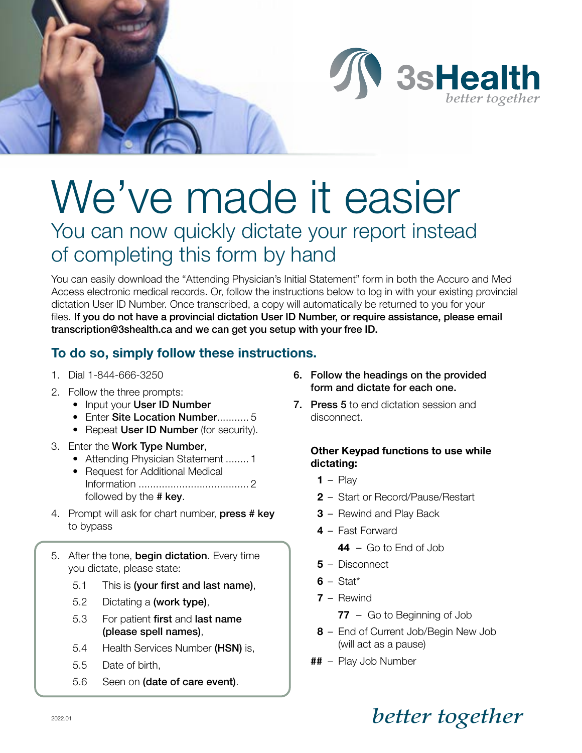3sHealth
*better together*

# We've made it easier

## You can now quickly dictate your report instead of completing this form by hand

You can easily download the "Attending Physician's Initial Statement" form in both the Accuro and Med Access electronic medical records. Or, follow the instructions below to log in with your existing provincial dictation User ID Number. Once transcribed, a copy will automatically be returned to you for your files. **If you do not have a provincial dictation User ID Number, or require assistance, please email transcription@3shealth.ca and we can get you setup with your free ID.**

### To do so, simply follow these instructions.

1. Dial 1-844-666-3250
2. Follow the three prompts:
   - Input your **User ID Number**
   - Enter **Site Location Number**........... 5
   - Repeat **User ID Number** (for security).
3. Enter the **Work Type Number**,
   - Attending Physician Statement ........ 1
   - Request for Additional Medical Information ...................................... 2

   followed by the **# key**.
4. Prompt will ask for chart number, **press # key** to bypass
5. After the tone, **begin dictation**. Every time you dictate, please state:
   - 5.1 This is **(your first and last name)**,
   - 5.2 Dictating a **(work type)**,
   - 5.3 For patient **first** and **last name (please spell names)**,
   - 5.4 Health Services Number **(HSN)** is,
   - 5.5 Date of birth,
   - 5.6 Seen on **(date of care event)**.
6. **Follow the headings on the provided form and dictate for each one.**
7. **Press 5** to end dictation session and disconnect.

**Other Keypad functions to use while dictating:**

- **1** – Play
- **2** – Start or Record/Pause/Restart
- **3** – Rewind and Play Back
- **4** – Fast Forward
  - **44** – Go to End of Job
- **5** – Disconnect
- **6** – Stat*
- **7** – Rewind
  - **77** – Go to Beginning of Job
- **8** – End of Current Job/Begin New Job (will act as a pause)
- **##** – Play Job Number

2022.01

*better together*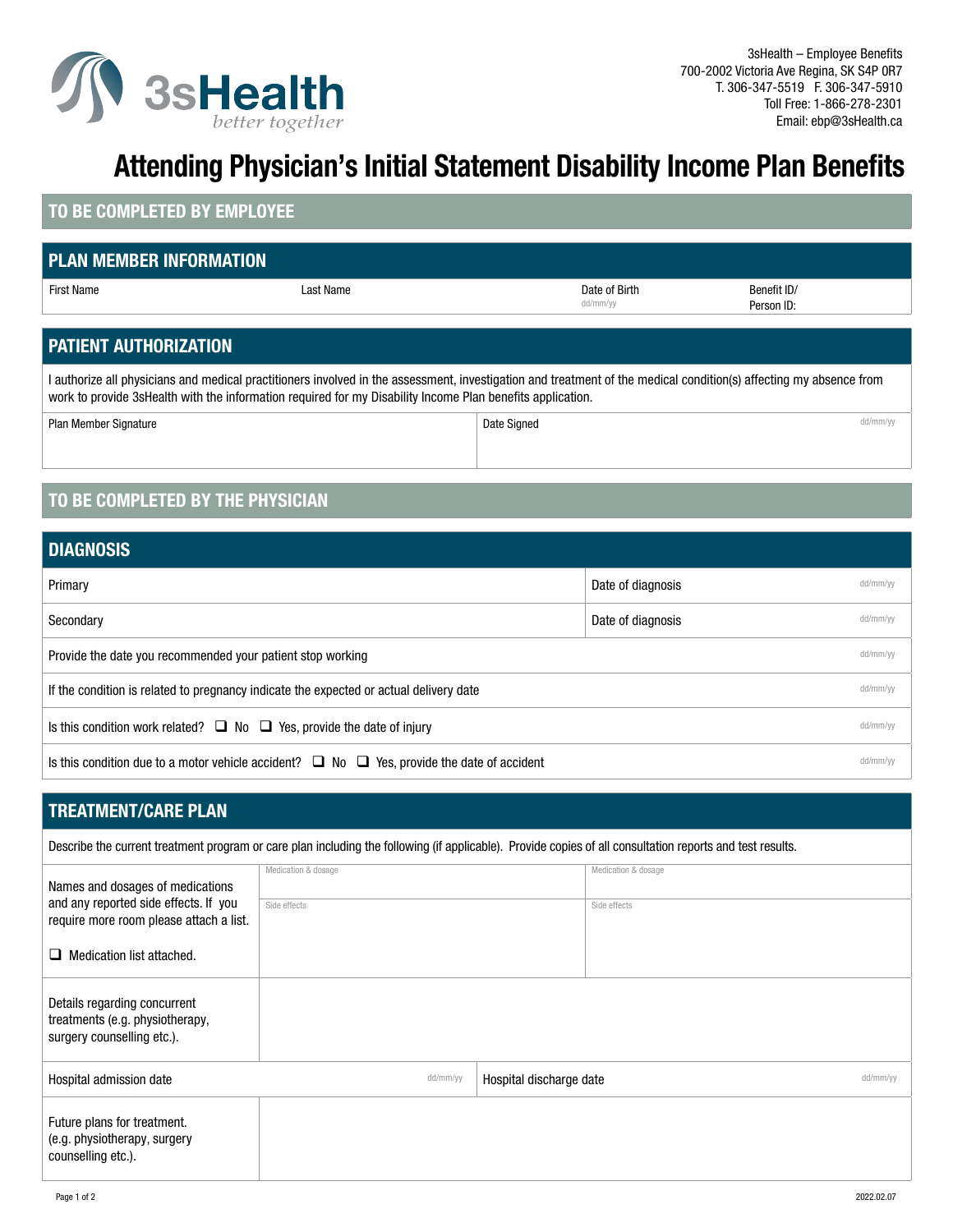3sHealth
*better together*

3sHealth – Employee Benefits
700-2002 Victoria Ave Regina, SK S4P 0R7
T. 306-347-5519 F. 306-347-5910
Toll Free: 1-866-278-2301
Email: ebp@3sHealth.ca

# Attending Physician's Initial Statement Disability Income Plan Benefits

## TO BE COMPLETED BY EMPLOYEE

### PLAN MEMBER INFORMATION

| First Name | Last Name | Date of Birth dd/mm/yy | Benefit ID/ Person ID: |
|---|---|---|---|
| | | | |

### PATIENT AUTHORIZATION

I authorize all physicians and medical practitioners involved in the assessment, investigation and treatment of the medical condition(s) affecting my absence from work to provide 3sHealth with the information required for my Disability Income Plan benefits application.

| Plan Member Signature | Date Signed dd/mm/yy |
|---|---|
| | |

## TO BE COMPLETED BY THE PHYSICIAN

### DIAGNOSIS

| | |
|---|---|
| Primary | Date of diagnosis dd/mm/yy |
| Secondary | Date of diagnosis dd/mm/yy |

Provide the date you recommended your patient stop working dd/mm/yy

If the condition is related to pregnancy indicate the expected or actual delivery date dd/mm/yy

Is this condition work related? ☐ No ☐ Yes, provide the date of injury dd/mm/yy

Is this condition due to a motor vehicle accident? ☐ No ☐ Yes, provide the date of accident dd/mm/yy

### TREATMENT/CARE PLAN

Describe the current treatment program or care plan including the following (if applicable). Provide copies of all consultation reports and test results.

| | | |
|---|---|---|
| Names and dosages of medications and any reported side effects. If you require more room please attach a list. ☐ Medication list attached. | Medication & dosage | Medication & dosage |
| | Side effects | Side effects |

| | |
|---|---|
| Details regarding concurrent treatments (e.g. physiotherapy, surgery counselling etc.). | |

| Hospital admission date dd/mm/yy | Hospital discharge date dd/mm/yy |
|---|---|

| | |
|---|---|
| Future plans for treatment. (e.g. physiotherapy, surgery counselling etc.). | |

2022.02.07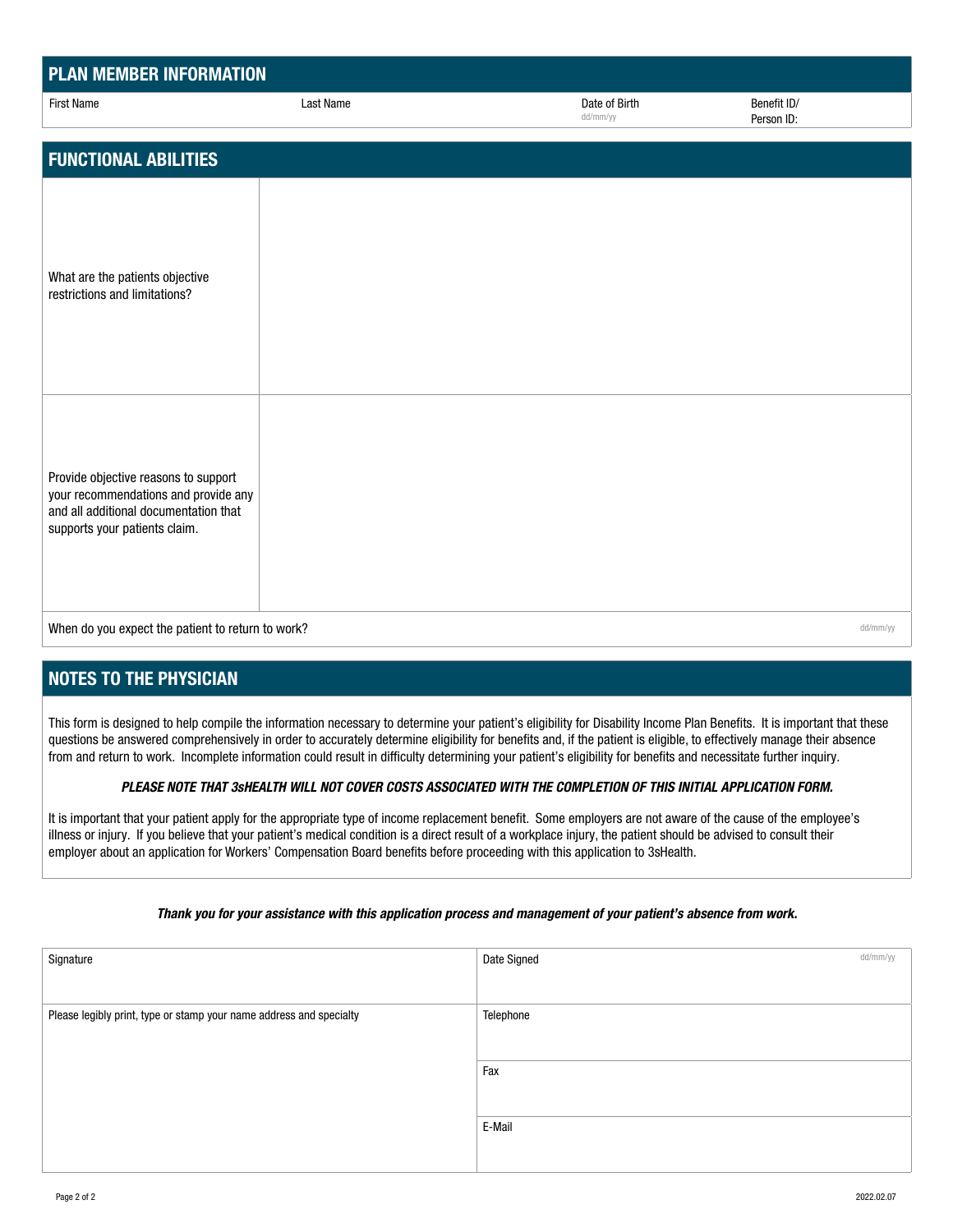## PLAN MEMBER INFORMATION

| First Name | Last Name | Date of Birth dd/mm/yy | Benefit ID/ Person ID: |
|---|---|---|---|
| | | | |

## FUNCTIONAL ABILITIES

| | |
|---|---|
| What are the patients objective restrictions and limitations? | |
| Provide objective reasons to support your recommendations and provide any and all additional documentation that supports your patients claim. | |

When do you expect the patient to return to work? dd/mm/yy

## NOTES TO THE PHYSICIAN

This form is designed to help compile the information necessary to determine your patient's eligibility for Disability Income Plan Benefits. It is important that these questions be answered comprehensively in order to accurately determine eligibility for benefits and, if the patient is eligible, to effectively manage their absence from and return to work. Incomplete information could result in difficulty determining your patient's eligibility for benefits and necessitate further inquiry.

***PLEASE NOTE THAT 3sHEALTH WILL NOT COVER COSTS ASSOCIATED WITH THE COMPLETION OF THIS INITIAL APPLICATION FORM.***

It is important that your patient apply for the appropriate type of income replacement benefit. Some employers are not aware of the cause of the employee's illness or injury. If you believe that your patient's medical condition is a direct result of a workplace injury, the patient should be advised to consult their employer about an application for Workers' Compensation Board benefits before proceeding with this application to 3sHealth.

***Thank you for your assistance with this application process and management of your patient's absence from work.***

| | |
|---|---|
| Signature | Date Signed dd/mm/yy |
| Please legibly print, type or stamp your name address and specialty | Telephone |
| | Fax |
| | E-Mail |

2022.02.07